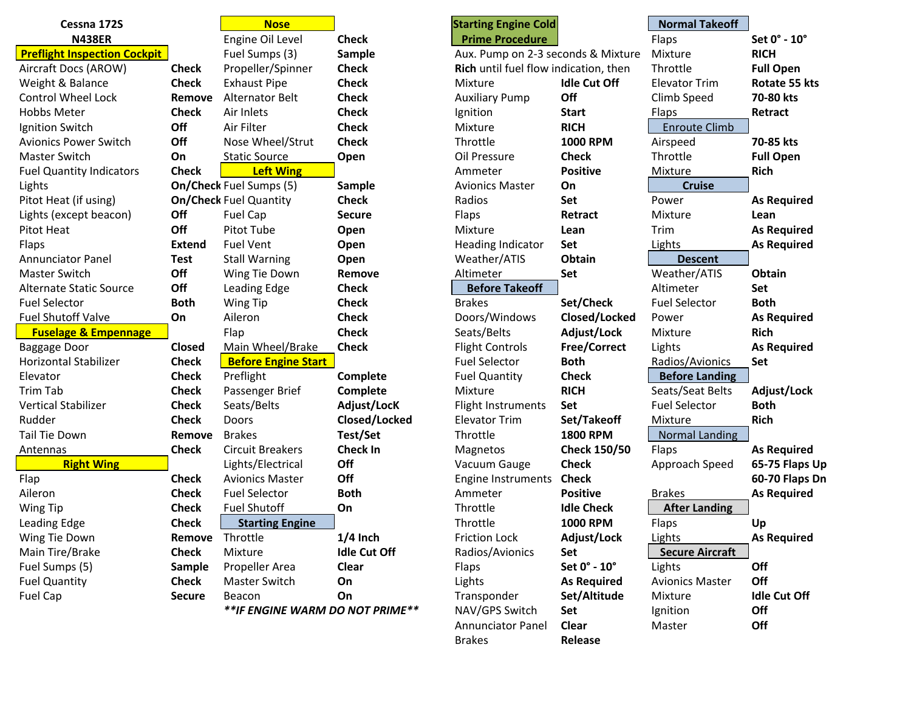# Cessna 172S
## N438ER

### Preflight Inspection Cockpit

| Item | Action |
|---|---|
| Aircraft Docs (AROW) | **Check** |
| Weight & Balance | **Check** |
| Control Wheel Lock | **Remove** |
| Hobbs Meter | **Check** |
| Ignition Switch | **Off** |
| Avionics Power Switch | **Off** |
| Master Switch | **On** |
| Fuel Quantity Indicators | **Check** |
| Lights | **On/Check** |
| Pitot Heat (if using) | **On/Check** |
| Lights (except beacon) | **Off** |
| Pitot Heat | **Off** |
| Flaps | **Extend** |
| Annunciator Panel | **Test** |
| Master Switch | **Off** |
| Alternate Static Source | **Off** |
| Fuel Selector | **Both** |
| Fuel Shutoff Valve | **On** |

### Fuselage & Empennage

| Item | Action |
|---|---|
| Baggage Door | **Closed** |
| Horizontal Stabilizer | **Check** |
| Elevator | **Check** |
| Trim Tab | **Check** |
| Vertical Stabilizer | **Check** |
| Rudder | **Check** |
| Tail Tie Down | **Remove** |
| Antennas | **Check** |

### Right Wing

| Item | Action |
|---|---|
| Flap | **Check** |
| Aileron | **Check** |
| Wing Tip | **Check** |
| Leading Edge | **Check** |
| Wing Tie Down | **Remove** |
| Main Tire/Brake | **Check** |
| Fuel Sumps (5) | **Sample** |
| Fuel Quantity | **Check** |
| Fuel Cap | **Secure** |

### Nose

| Item | Action |
|---|---|
| Engine Oil Level | **Check** |
| Fuel Sumps (3) | **Sample** |
| Propeller/Spinner | **Check** |
| Exhaust Pipe | **Check** |
| Alternator Belt | **Check** |
| Air Inlets | **Check** |
| Air Filter | **Check** |
| Nose Wheel/Strut | **Check** |
| Static Source | **Open** |

### Left Wing

| Item | Action |
|---|---|
| Fuel Sumps (5) | **Sample** |
| Fuel Quantity | **Check** |
| Fuel Cap | **Secure** |
| Pitot Tube | **Open** |
| Fuel Vent | **Open** |
| Stall Warning | **Open** |
| Wing Tie Down | **Remove** |
| Leading Edge | **Check** |
| Wing Tip | **Check** |
| Aileron | **Check** |
| Flap | **Check** |
| Main Wheel/Brake | **Check** |

### Before Engine Start

| Item | Action |
|---|---|
| Preflight | **Complete** |
| Passenger Brief | **Complete** |
| Seats/Belts | **Adjust/LocK** |
| Doors | **Closed/Locked** |
| Brakes | **Test/Set** |
| Circuit Breakers | **Check In** |
| Lights/Electrical | **Off** |
| Avionics Master | **Off** |
| Fuel Selector | **Both** |
| Fuel Shutoff | **On** |

### Starting Engine

| Item | Action |
|---|---|
| Throttle | **1/4 Inch** |
| Mixture | **Idle Cut Off** |
| Propeller Area | **Clear** |
| Master Switch | **On** |
| Beacon | **On** |

***\*\*IF ENGINE WARM DO NOT PRIME\*\****

### Starting Engine Cold Prime Procedure

Aux. Pump on 2-3 seconds & Mixture **Rich** until fuel flow indication, then

| Item | Action |
|---|---|
| Mixture | **Idle Cut Off** |
| Auxiliary Pump | **Off** |
| Ignition | **Start** |
| Mixture | **RICH** |
| Throttle | **1000 RPM** |
| Oil Pressure | **Check** |
| Ammeter | **Positive** |
| Avionics Master | **On** |
| Radios | **Set** |
| Flaps | **Retract** |
| Mixture | **Lean** |
| Heading Indicator | **Set** |
| Weather/ATIS | **Obtain** |
| Altimeter | **Set** |

### Before Takeoff

| Item | Action |
|---|---|
| Brakes | **Set/Check** |
| Doors/Windows | **Closed/Locked** |
| Seats/Belts | **Adjust/Lock** |
| Flight Controls | **Free/Correct** |
| Fuel Selector | **Both** |
| Fuel Quantity | **Check** |
| Mixture | **RICH** |
| Flight Instruments | **Set** |
| Elevator Trim | **Set/Takeoff** |
| Throttle | **1800 RPM** |
| Magnetos | **Check 150/50** |
| Vacuum Gauge | **Check** |
| Engine Instruments | **Check** |
| Ammeter | **Positive** |
| Throttle | **Idle Check** |
| Throttle | **1000 RPM** |
| Friction Lock | **Adjust/Lock** |
| Radios/Avionics | **Set** |
| Flaps | **Set 0° - 10°** |
| Lights | **As Required** |
| Transponder | **Set/Altitude** |
| NAV/GPS Switch | **Set** |
| Annunciator Panel | **Clear** |
| Brakes | **Release** |

### Normal Takeoff

| Item | Action |
|---|---|
| Flaps | **Set 0° - 10°** |
| Mixture | **RICH** |
| Throttle | **Full Open** |
| Elevator Trim | **Rotate 55 kts** |
| Climb Speed | **70-80 kts** |
| Flaps | **Retract** |

### Enroute Climb

| Item | Action |
|---|---|
| Airspeed | **70-85 kts** |
| Throttle | **Full Open** |
| Mixture | **Rich** |

### Cruise

| Item | Action |
|---|---|
| Power | **As Required** |
| Mixture | **Lean** |
| Trim | **As Required** |
| Lights | **As Required** |

### Descent

| Item | Action |
|---|---|
| Weather/ATIS | **Obtain** |
| Altimeter | **Set** |
| Fuel Selector | **Both** |
| Power | **As Required** |
| Mixture | **Rich** |
| Lights | **As Required** |
| Radios/Avionics | **Set** |

### Before Landing

| Item | Action |
|---|---|
| Seats/Seat Belts | **Adjust/Lock** |
| Fuel Selector | **Both** |
| Mixture | **Rich** |

### Normal Landing

| Item | Action |
|---|---|
| Flaps | **As Required** |
| Approach Speed | **65-75 Flaps Up** |
| | **60-70 Flaps Dn** |
| Brakes | **As Required** |

### After Landing

| Item | Action |
|---|---|
| Flaps | **Up** |
| Lights | **As Required** |

### Secure Aircraft

| Item | Action |
|---|---|
| Lights | **Off** |
| Avionics Master | **Off** |
| Mixture | **Idle Cut Off** |
| Ignition | **Off** |
| Master | **Off** |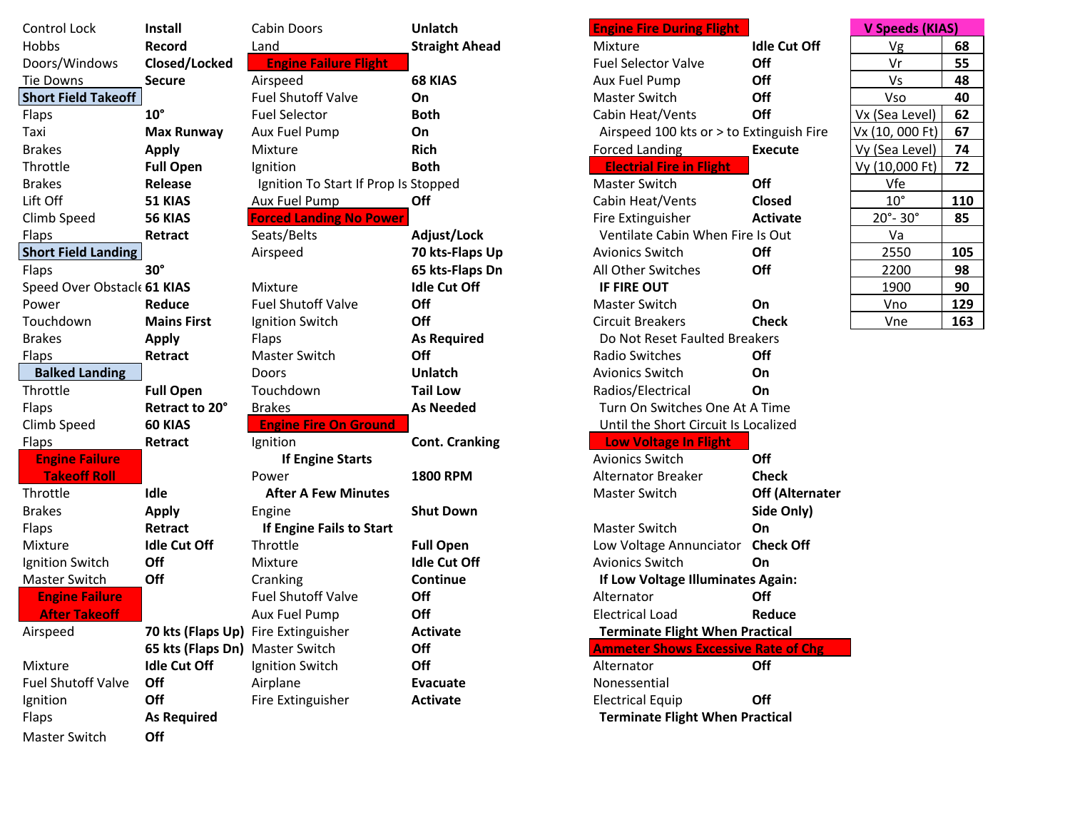| | |
|---|---|
| Control Lock | **Install** |
| Hobbs | **Record** |
| Doors/Windows | **Closed/Locked** |
| Tie Downs | **Secure** |

## Short Field Takeoff

| | |
|---|---|
| Flaps | **10°** |
| Taxi | **Max Runway** |
| Brakes | **Apply** |
| Throttle | **Full Open** |
| Brakes | **Release** |
| Lift Off | **51 KIAS** |
| Climb Speed | **56 KIAS** |
| Flaps | **Retract** |

## Short Field Landing

| | |
|---|---|
| Flaps | **30°** |
| Speed Over Obstacle | **61 KIAS** |
| Power | **Reduce** |
| Touchdown | **Mains First** |
| Brakes | **Apply** |
| Flaps | **Retract** |

## Balked Landing

| | |
|---|---|
| Throttle | **Full Open** |
| Flaps | **Retract to 20°** |
| Climb Speed | **60 KIAS** |
| Flaps | **Retract** |

## Engine Failure Takeoff Roll

| | |
|---|---|
| Throttle | **Idle** |
| Brakes | **Apply** |
| Flaps | **Retract** |
| Mixture | **Idle Cut Off** |
| Ignition Switch | **Off** |
| Master Switch | **Off** |

## Engine Failure After Takeoff

| | |
|---|---|
| Airspeed | **70 kts (Flaps Up)** |
| | **65 kts (Flaps Dn)** |
| Mixture | **Idle Cut Off** |
| Fuel Shutoff Valve | **Off** |
| Ignition | **Off** |
| Flaps | **As Required** |
| Master Switch | **Off** |
| Cabin Doors | **Unlatch** |
| Land | **Straight Ahead** |

## Engine Failure Flight

| | |
|---|---|
| Airspeed | **68 KIAS** |
| Fuel Shutoff Valve | **On** |
| Fuel Selector | **Both** |
| Aux Fuel Pump | **On** |
| Mixture | **Rich** |
| Ignition | **Both** |

Ignition To Start If Prop Is Stopped

| | |
|---|---|
| Aux Fuel Pump | **Off** |

## Forced Landing No Power

| | |
|---|---|
| Seats/Belts | **Adjust/Lock** |
| Airspeed | **70 kts-Flaps Up** |
| | **65 kts-Flaps Dn** |
| Mixture | **Idle Cut Off** |
| Fuel Shutoff Valve | **Off** |
| Ignition Switch | **Off** |
| Flaps | **As Required** |
| Master Switch | **Off** |
| Doors | **Unlatch** |
| Touchdown | **Tail Low** |
| Brakes | **As Needed** |

## Engine Fire On Ground

| | |
|---|---|
| Ignition | **Cont. Cranking** |

**If Engine Starts**

| | |
|---|---|
| Power | **1800 RPM** |

**After A Few Minutes**

| | |
|---|---|
| Engine | **Shut Down** |

**If Engine Fails to Start**

| | |
|---|---|
| Throttle | **Full Open** |
| Mixture | **Idle Cut Off** |
| Cranking | **Continue** |
| Fuel Shutoff Valve | **Off** |
| Aux Fuel Pump | **Off** |
| Fire Extinguisher | **Activate** |
| Master Switch | **Off** |
| Ignition Switch | **Off** |
| Airplane | **Evacuate** |
| Fire Extinguisher | **Activate** |

## Engine Fire During Flight

| | |
|---|---|
| Mixture | **Idle Cut Off** |
| Fuel Selector Valve | **Off** |
| Aux Fuel Pump | **Off** |
| Master Switch | **Off** |
| Cabin Heat/Vents | **Off** |

Airspeed 100 kts or > to Extinguish Fire

| | |
|---|---|
| Forced Landing | **Execute** |

## Electrial Fire in Flight

| | |
|---|---|
| Master Switch | **Off** |
| Cabin Heat/Vents | **Closed** |
| Fire Extinguisher | **Activate** |

Ventilate Cabin When Fire Is Out

| | |
|---|---|
| Avionics Switch | **Off** |
| All Other Switches | **Off** |

**IF FIRE OUT**

| | |
|---|---|
| Master Switch | **On** |
| Circuit Breakers | **Check** |

Do Not Reset Faulted Breakers

| | |
|---|---|
| Radio Switches | **Off** |
| Avionics Switch | **On** |
| Radios/Electrical | **On** |

Turn On Switches One At A Time Until the Short Circuit Is Localized

## Low Voltage In Flight

| | |
|---|---|
| Avionics Switch | **Off** |
| Alternator Breaker | **Check** |
| Master Switch | **Off (Alternater Side Only)** |
| Master Switch | **On** |
| Low Voltage Annunciator | **Check Off** |
| Avionics Switch | **On** |

**If Low Voltage Illuminates Again:**

| | |
|---|---|
| Alternator | **Off** |
| Electrical Load | **Reduce** |

**Terminate Flight When Practical**

## Ammeter Shows Excessive Rate of Chg

| | |
|---|---|
| Alternator | **Off** |
| Nonessential Electrical Equip | **Off** |

**Terminate Flight When Practical**

## V Speeds (KIAS)

| | |
|---|---|
| Vg | **68** |
| Vr | **55** |
| Vs | **48** |
| Vso | **40** |
| Vx (Sea Level) | **62** |
| Vx (10, 000 Ft) | **67** |
| Vy (Sea Level) | **74** |
| Vy (10,000 Ft) | **72** |
| Vfe | |
| 10° | **110** |
| 20°- 30° | **85** |
| Va | |
| 2550 | **105** |
| 2200 | **98** |
| 1900 | **90** |
| Vno | **129** |
| Vne | **163** |